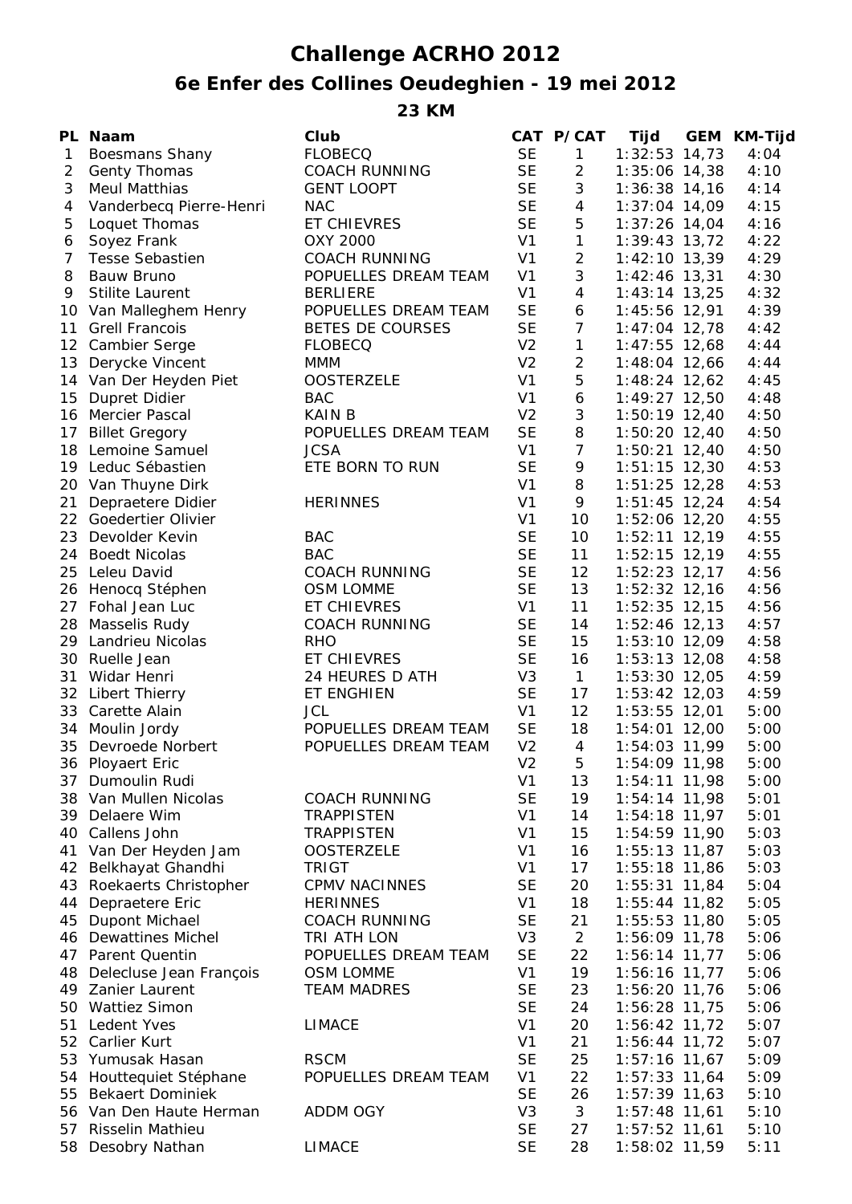# Challenge ACRHO 2012

## 6e Enfer des Collines Oeudeghien - 19 mei 2012

### 23 KM

| PL | Naam | Club | CAT | P/CAT | Tijd | GEM | KM-Tijd |
|---|---|---|---|---|---|---|---|
| 1 | Boesmans Shany | FLOBECQ | SE | 1 | 1:32:53 | 14,73 | 4:04 |
| 2 | Genty Thomas | COACH RUNNING | SE | 2 | 1:35:06 | 14,38 | 4:10 |
| 3 | Meul Matthias | GENT LOOPT | SE | 3 | 1:36:38 | 14,16 | 4:14 |
| 4 | Vanderbecq Pierre-Henri | NAC | SE | 4 | 1:37:04 | 14,09 | 4:15 |
| 5 | Loquet Thomas | ET CHIEVRES | SE | 5 | 1:37:26 | 14,04 | 4:16 |
| 6 | Soyez Frank | OXY 2000 | V1 | 1 | 1:39:43 | 13,72 | 4:22 |
| 7 | Tesse Sebastien | COACH RUNNING | V1 | 2 | 1:42:10 | 13,39 | 4:29 |
| 8 | Bauw Bruno | POPUELLES DREAM TEAM | V1 | 3 | 1:42:46 | 13,31 | 4:30 |
| 9 | Stilite Laurent | BERLIERE | V1 | 4 | 1:43:14 | 13,25 | 4:32 |
| 10 | Van Malleghem Henry | POPUELLES DREAM TEAM | SE | 6 | 1:45:56 | 12,91 | 4:39 |
| 11 | Grell Francois | BETES DE COURSES | SE | 7 | 1:47:04 | 12,78 | 4:42 |
| 12 | Cambier Serge | FLOBECQ | V2 | 1 | 1:47:55 | 12,68 | 4:44 |
| 13 | Derycke Vincent | MMM | V2 | 2 | 1:48:04 | 12,66 | 4:44 |
| 14 | Van Der Heyden Piet | OOSTERZELE | V1 | 5 | 1:48:24 | 12,62 | 4:45 |
| 15 | Dupret Didier | BAC | V1 | 6 | 1:49:27 | 12,50 | 4:48 |
| 16 | Mercier Pascal | KAIN B | V2 | 3 | 1:50:19 | 12,40 | 4:50 |
| 17 | Billet Gregory | POPUELLES DREAM TEAM | SE | 8 | 1:50:20 | 12,40 | 4:50 |
| 18 | Lemoine Samuel | JCSA | V1 | 7 | 1:50:21 | 12,40 | 4:50 |
| 19 | Leduc Sébastien | ETE BORN TO RUN | SE | 9 | 1:51:15 | 12,30 | 4:53 |
| 20 | Van Thuyne Dirk | | V1 | 8 | 1:51:25 | 12,28 | 4:53 |
| 21 | Depraetere Didier | HERINNES | V1 | 9 | 1:51:45 | 12,24 | 4:54 |
| 22 | Goedertier Olivier | | V1 | 10 | 1:52:06 | 12,20 | 4:55 |
| 23 | Devolder Kevin | BAC | SE | 10 | 1:52:11 | 12,19 | 4:55 |
| 24 | Boedt Nicolas | BAC | SE | 11 | 1:52:15 | 12,19 | 4:55 |
| 25 | Leleu David | COACH RUNNING | SE | 12 | 1:52:23 | 12,17 | 4:56 |
| 26 | Henocq Stéphen | OSM LOMME | SE | 13 | 1:52:32 | 12,16 | 4:56 |
| 27 | Fohal Jean Luc | ET CHIEVRES | V1 | 11 | 1:52:35 | 12,15 | 4:56 |
| 28 | Masselis Rudy | COACH RUNNING | SE | 14 | 1:52:46 | 12,13 | 4:57 |
| 29 | Landrieu Nicolas | RHO | SE | 15 | 1:53:10 | 12,09 | 4:58 |
| 30 | Ruelle Jean | ET CHIEVRES | SE | 16 | 1:53:13 | 12,08 | 4:58 |
| 31 | Widar Henri | 24 HEURES D ATH | V3 | 1 | 1:53:30 | 12,05 | 4:59 |
| 32 | Libert Thierry | ET ENGHIEN | SE | 17 | 1:53:42 | 12,03 | 4:59 |
| 33 | Carette Alain | JCL | V1 | 12 | 1:53:55 | 12,01 | 5:00 |
| 34 | Moulin Jordy | POPUELLES DREAM TEAM | SE | 18 | 1:54:01 | 12,00 | 5:00 |
| 35 | Devroede Norbert | POPUELLES DREAM TEAM | V2 | 4 | 1:54:03 | 11,99 | 5:00 |
| 36 | Ployaert Eric | | V2 | 5 | 1:54:09 | 11,98 | 5:00 |
| 37 | Dumoulin Rudi | | V1 | 13 | 1:54:11 | 11,98 | 5:00 |
| 38 | Van Mullen Nicolas | COACH RUNNING | SE | 19 | 1:54:14 | 11,98 | 5:01 |
| 39 | Delaere Wim | TRAPPISTEN | V1 | 14 | 1:54:18 | 11,97 | 5:01 |
| 40 | Callens John | TRAPPISTEN | V1 | 15 | 1:54:59 | 11,90 | 5:03 |
| 41 | Van Der Heyden Jam | OOSTERZELE | V1 | 16 | 1:55:13 | 11,87 | 5:03 |
| 42 | Belkhayat Ghandhi | TRIGT | V1 | 17 | 1:55:18 | 11,86 | 5:03 |
| 43 | Roekaerts Christopher | CPMV NACINNES | SE | 20 | 1:55:31 | 11,84 | 5:04 |
| 44 | Depraetere Eric | HERINNES | V1 | 18 | 1:55:44 | 11,82 | 5:05 |
| 45 | Dupont Michael | COACH RUNNING | SE | 21 | 1:55:53 | 11,80 | 5:05 |
| 46 | Dewattines Michel | TRI ATH LON | V3 | 2 | 1:56:09 | 11,78 | 5:06 |
| 47 | Parent Quentin | POPUELLES DREAM TEAM | SE | 22 | 1:56:14 | 11,77 | 5:06 |
| 48 | Delecluse Jean François | OSM LOMME | V1 | 19 | 1:56:16 | 11,77 | 5:06 |
| 49 | Zanier Laurent | TEAM MADRES | SE | 23 | 1:56:20 | 11,76 | 5:06 |
| 50 | Wattiez Simon | | SE | 24 | 1:56:28 | 11,75 | 5:06 |
| 51 | Ledent Yves | LIMACE | V1 | 20 | 1:56:42 | 11,72 | 5:07 |
| 52 | Carlier Kurt | | V1 | 21 | 1:56:44 | 11,72 | 5:07 |
| 53 | Yumusak Hasan | RSCM | SE | 25 | 1:57:16 | 11,67 | 5:09 |
| 54 | Houttequiet Stéphane | POPUELLES DREAM TEAM | V1 | 22 | 1:57:33 | 11,64 | 5:09 |
| 55 | Bekaert Dominiek | | SE | 26 | 1:57:39 | 11,63 | 5:10 |
| 56 | Van Den Haute Herman | ADDM OGY | V3 | 3 | 1:57:48 | 11,61 | 5:10 |
| 57 | Risselin Mathieu | | SE | 27 | 1:57:52 | 11,61 | 5:10 |
| 58 | Desobry Nathan | LIMACE | SE | 28 | 1:58:02 | 11,59 | 5:11 |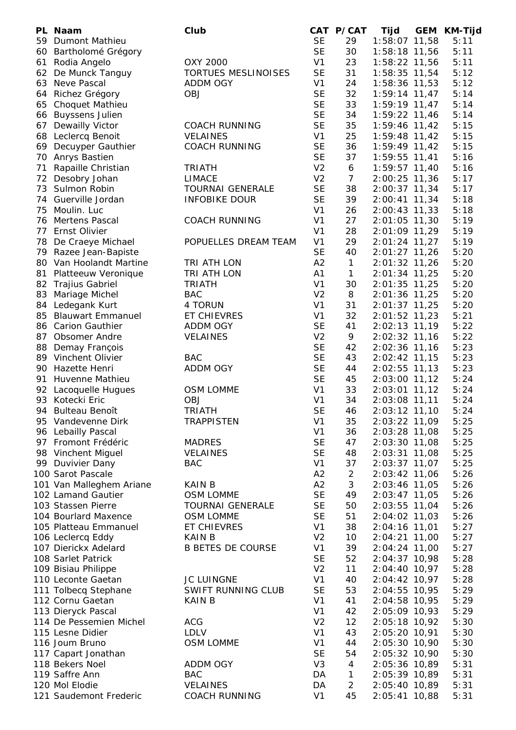| PL | Naam | Club | CAT | P/CAT | Tijd | GEM | KM-Tijd |
|---|---|---|---|---|---|---|---|
| 59 | Dumont Mathieu | | SE | 29 | 1:58:07 | 11,58 | 5:11 |
| 60 | Bartholomé Grégory | | SE | 30 | 1:58:18 | 11,56 | 5:11 |
| 61 | Rodia Angelo | OXY 2000 | V1 | 23 | 1:58:22 | 11,56 | 5:11 |
| 62 | De Munck Tanguy | TORTUES MESLINOISES | SE | 31 | 1:58:35 | 11,54 | 5:12 |
| 63 | Neve Pascal | ADDM OGY | V1 | 24 | 1:58:36 | 11,53 | 5:12 |
| 64 | Richez Grégory | OBJ | SE | 32 | 1:59:14 | 11,47 | 5:14 |
| 65 | Choquet Mathieu | | SE | 33 | 1:59:19 | 11,47 | 5:14 |
| 66 | Buyssens Julien | | SE | 34 | 1:59:22 | 11,46 | 5:14 |
| 67 | Dewailly Victor | COACH RUNNING | SE | 35 | 1:59:46 | 11,42 | 5:15 |
| 68 | Leclercq Benoit | VELAINES | V1 | 25 | 1:59:48 | 11,42 | 5:15 |
| 69 | Decuyper Gauthier | COACH RUNNING | SE | 36 | 1:59:49 | 11,42 | 5:15 |
| 70 | Anrys Bastien | | SE | 37 | 1:59:55 | 11,41 | 5:16 |
| 71 | Rapaille Christian | TRIATH | V2 | 6 | 1:59:57 | 11,40 | 5:16 |
| 72 | Desobry Johan | LIMACE | V2 | 7 | 2:00:25 | 11,36 | 5:17 |
| 73 | Sulmon Robin | TOURNAI GENERALE | SE | 38 | 2:00:37 | 11,34 | 5:17 |
| 74 | Guerville Jordan | INFOBIKE DOUR | SE | 39 | 2:00:41 | 11,34 | 5:18 |
| 75 | Moulin. Luc | | V1 | 26 | 2:00:43 | 11,33 | 5:18 |
| 76 | Mertens Pascal | COACH RUNNING | V1 | 27 | 2:01:05 | 11,30 | 5:19 |
| 77 | Ernst Olivier | | V1 | 28 | 2:01:09 | 11,29 | 5:19 |
| 78 | De Craeye Michael | POPUELLES DREAM TEAM | V1 | 29 | 2:01:24 | 11,27 | 5:19 |
| 79 | Razee Jean-Bapiste | | SE | 40 | 2:01:27 | 11,26 | 5:20 |
| 80 | Van Hoolandt Martine | TRI ATH LON | A2 | 1 | 2:01:32 | 11,26 | 5:20 |
| 81 | Platteeuw Veronique | TRI ATH LON | A1 | 1 | 2:01:34 | 11,25 | 5:20 |
| 82 | Trajius Gabriel | TRIATH | V1 | 30 | 2:01:35 | 11,25 | 5:20 |
| 83 | Mariage Michel | BAC | V2 | 8 | 2:01:36 | 11,25 | 5:20 |
| 84 | Ledegank Kurt | 4 TORUN | V1 | 31 | 2:01:37 | 11,25 | 5:20 |
| 85 | Blauwart Emmanuel | ET CHIEVRES | V1 | 32 | 2:01:52 | 11,23 | 5:21 |
| 86 | Carion Gauthier | ADDM OGY | SE | 41 | 2:02:13 | 11,19 | 5:22 |
| 87 | Obsomer Andre | VELAINES | V2 | 9 | 2:02:32 | 11,16 | 5:22 |
| 88 | Demay François | | SE | 42 | 2:02:36 | 11,16 | 5:23 |
| 89 | Vinchent Olivier | BAC | SE | 43 | 2:02:42 | 11,15 | 5:23 |
| 90 | Hazette Henri | ADDM OGY | SE | 44 | 2:02:55 | 11,13 | 5:23 |
| 91 | Huvenne Mathieu | | SE | 45 | 2:03:00 | 11,12 | 5:24 |
| 92 | Lacoquelle Hugues | OSM LOMME | V1 | 33 | 2:03:01 | 11,12 | 5:24 |
| 93 | Kotecki Eric | OBJ | V1 | 34 | 2:03:08 | 11,11 | 5:24 |
| 94 | Bulteau Benoît | TRIATH | SE | 46 | 2:03:12 | 11,10 | 5:24 |
| 95 | Vandevenne Dirk | TRAPPISTEN | V1 | 35 | 2:03:22 | 11,09 | 5:25 |
| 96 | Lebailly Pascal | | V1 | 36 | 2:03:28 | 11,08 | 5:25 |
| 97 | Fromont Frédéric | MADRES | SE | 47 | 2:03:30 | 11,08 | 5:25 |
| 98 | Vinchent Miguel | VELAINES | SE | 48 | 2:03:31 | 11,08 | 5:25 |
| 99 | Duvivier Dany | BAC | V1 | 37 | 2:03:37 | 11,07 | 5:25 |
| 100 | Sarot Pascale | | A2 | 2 | 2:03:42 | 11,06 | 5:26 |
| 101 | Van Malleghem Ariane | KAIN B | A2 | 3 | 2:03:46 | 11,05 | 5:26 |
| 102 | Lamand Gautier | OSM LOMME | SE | 49 | 2:03:47 | 11,05 | 5:26 |
| 103 | Stassen Pierre | TOURNAI GENERALE | SE | 50 | 2:03:55 | 11,04 | 5:26 |
| 104 | Bourlard Maxence | OSM LOMME | SE | 51 | 2:04:02 | 11,03 | 5:26 |
| 105 | Platteau Emmanuel | ET CHIEVRES | V1 | 38 | 2:04:16 | 11,01 | 5:27 |
| 106 | Leclercq Eddy | KAIN B | V2 | 10 | 2:04:21 | 11,00 | 5:27 |
| 107 | Dierickx Adelard | B BETES DE COURSE | V1 | 39 | 2:04:24 | 11,00 | 5:27 |
| 108 | Sarlet Patrick | | SE | 52 | 2:04:37 | 10,98 | 5:28 |
| 109 | Bisiau Philippe | | V2 | 11 | 2:04:40 | 10,97 | 5:28 |
| 110 | Leconte Gaetan | JC LUINGNE | V1 | 40 | 2:04:42 | 10,97 | 5:28 |
| 111 | Tolbecq Stephane | SWIFT RUNNING CLUB | SE | 53 | 2:04:55 | 10,95 | 5:29 |
| 112 | Cornu Gaetan | KAIN B | V1 | 41 | 2:04:58 | 10,95 | 5:29 |
| 113 | Dieryck Pascal | | V1 | 42 | 2:05:09 | 10,93 | 5:29 |
| 114 | De Pessemien Michel | ACG | V2 | 12 | 2:05:18 | 10,92 | 5:30 |
| 115 | Lesne Didier | LDLV | V1 | 43 | 2:05:20 | 10,91 | 5:30 |
| 116 | Joum Bruno | OSM LOMME | V1 | 44 | 2:05:30 | 10,90 | 5:30 |
| 117 | Capart Jonathan | | SE | 54 | 2:05:32 | 10,90 | 5:30 |
| 118 | Bekers Noel | ADDM OGY | V3 | 4 | 2:05:36 | 10,89 | 5:31 |
| 119 | Saffre Ann | BAC | DA | 1 | 2:05:39 | 10,89 | 5:31 |
| 120 | Mol Elodie | VELAINES | DA | 2 | 2:05:40 | 10,89 | 5:31 |
| 121 | Saudemont Frederic | COACH RUNNING | V1 | 45 | 2:05:41 | 10,88 | 5:31 |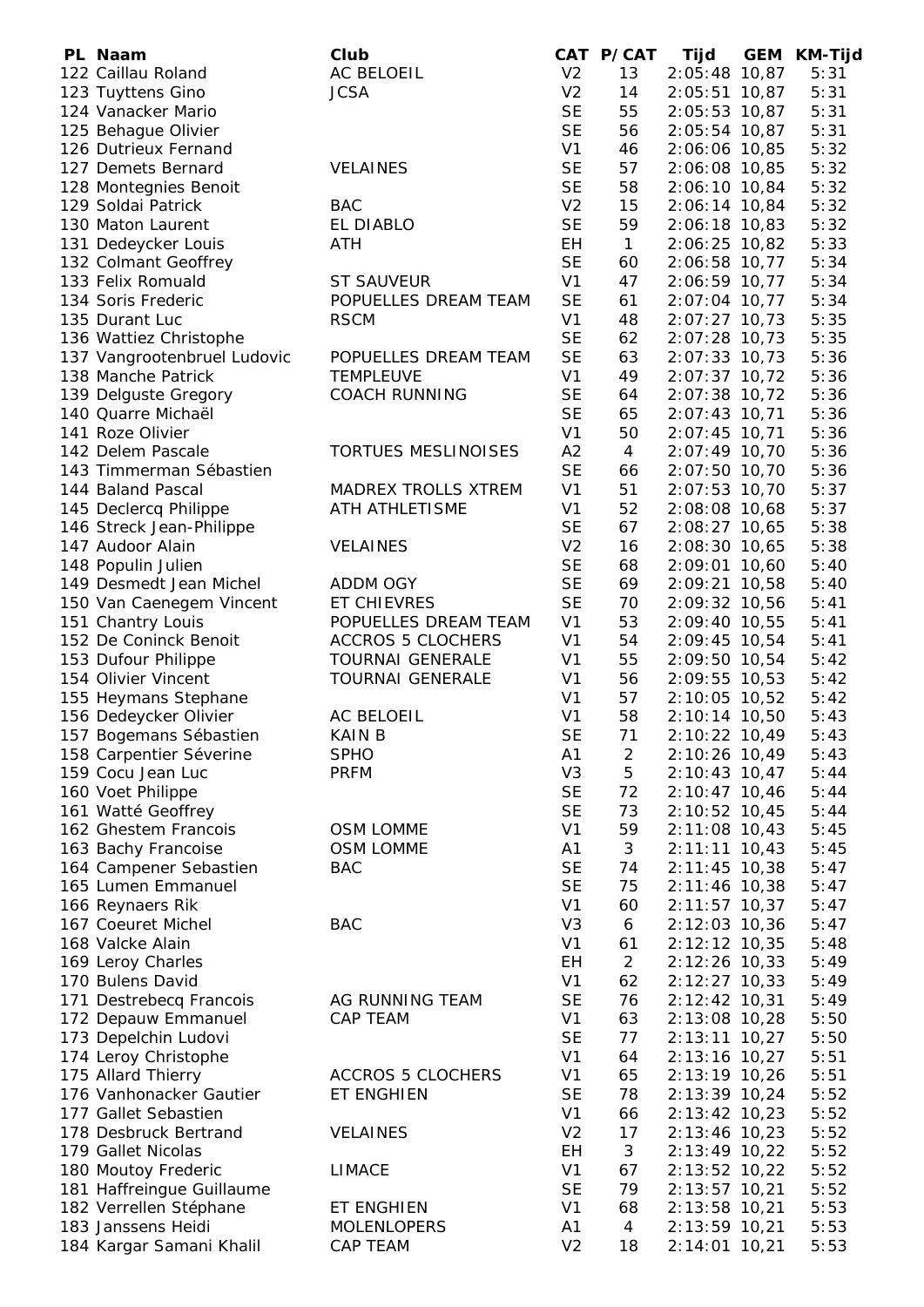| PL | Naam | Club | CAT | P/CAT | Tijd | GEM | KM-Tijd |
|---|---|---|---|---|---|---|---|
| 122 | Caillau Roland | AC BELOEIL | V2 | 13 | 2:05:48 | 10,87 | 5:31 |
| 123 | Tuyttens Gino | JCSA | V2 | 14 | 2:05:51 | 10,87 | 5:31 |
| 124 | Vanacker Mario | | SE | 55 | 2:05:53 | 10,87 | 5:31 |
| 125 | Behague Olivier | | SE | 56 | 2:05:54 | 10,87 | 5:31 |
| 126 | Dutrieux Fernand | | V1 | 46 | 2:06:06 | 10,85 | 5:32 |
| 127 | Demets Bernard | VELAINES | SE | 57 | 2:06:08 | 10,85 | 5:32 |
| 128 | Montegnies Benoit | | SE | 58 | 2:06:10 | 10,84 | 5:32 |
| 129 | Soldai Patrick | BAC | V2 | 15 | 2:06:14 | 10,84 | 5:32 |
| 130 | Maton Laurent | EL DIABLO | SE | 59 | 2:06:18 | 10,83 | 5:32 |
| 131 | Dedeycker Louis | ATH | EH | 1 | 2:06:25 | 10,82 | 5:33 |
| 132 | Colmant Geoffrey | | SE | 60 | 2:06:58 | 10,77 | 5:34 |
| 133 | Felix Romuald | ST SAUVEUR | V1 | 47 | 2:06:59 | 10,77 | 5:34 |
| 134 | Soris Frederic | POPUELLES DREAM TEAM | SE | 61 | 2:07:04 | 10,77 | 5:34 |
| 135 | Durant Luc | RSCM | V1 | 48 | 2:07:27 | 10,73 | 5:35 |
| 136 | Wattiez Christophe | | SE | 62 | 2:07:28 | 10,73 | 5:35 |
| 137 | Vangrootenbruel Ludovic | POPUELLES DREAM TEAM | SE | 63 | 2:07:33 | 10,73 | 5:36 |
| 138 | Manche Patrick | TEMPLEUVE | V1 | 49 | 2:07:37 | 10,72 | 5:36 |
| 139 | Delguste Gregory | COACH RUNNING | SE | 64 | 2:07:38 | 10,72 | 5:36 |
| 140 | Quarre Michaël | | SE | 65 | 2:07:43 | 10,71 | 5:36 |
| 141 | Roze Olivier | | V1 | 50 | 2:07:45 | 10,71 | 5:36 |
| 142 | Delem Pascale | TORTUES MESLINOISES | A2 | 4 | 2:07:49 | 10,70 | 5:36 |
| 143 | Timmerman Sébastien | | SE | 66 | 2:07:50 | 10,70 | 5:36 |
| 144 | Baland Pascal | MADREX TROLLS XTREM | V1 | 51 | 2:07:53 | 10,70 | 5:37 |
| 145 | Declercq Philippe | ATH ATHLETISME | V1 | 52 | 2:08:08 | 10,68 | 5:37 |
| 146 | Streck Jean-Philippe | | SE | 67 | 2:08:27 | 10,65 | 5:38 |
| 147 | Audoor Alain | VELAINES | V2 | 16 | 2:08:30 | 10,65 | 5:38 |
| 148 | Populin Julien | | SE | 68 | 2:09:01 | 10,60 | 5:40 |
| 149 | Desmedt Jean Michel | ADDM OGY | SE | 69 | 2:09:21 | 10,58 | 5:40 |
| 150 | Van Caenegem Vincent | ET CHIEVRES | SE | 70 | 2:09:32 | 10,56 | 5:41 |
| 151 | Chantry Louis | POPUELLES DREAM TEAM | V1 | 53 | 2:09:40 | 10,55 | 5:41 |
| 152 | De Coninck Benoit | ACCROS 5 CLOCHERS | V1 | 54 | 2:09:45 | 10,54 | 5:41 |
| 153 | Dufour Philippe | TOURNAI GENERALE | V1 | 55 | 2:09:50 | 10,54 | 5:42 |
| 154 | Olivier Vincent | TOURNAI GENERALE | V1 | 56 | 2:09:55 | 10,53 | 5:42 |
| 155 | Heymans Stephane | | V1 | 57 | 2:10:05 | 10,52 | 5:42 |
| 156 | Dedeycker Olivier | AC BELOEIL | V1 | 58 | 2:10:14 | 10,50 | 5:43 |
| 157 | Bogemans Sébastien | KAIN B | SE | 71 | 2:10:22 | 10,49 | 5:43 |
| 158 | Carpentier Séverine | SPHO | A1 | 2 | 2:10:26 | 10,49 | 5:43 |
| 159 | Cocu Jean Luc | PRFM | V3 | 5 | 2:10:43 | 10,47 | 5:44 |
| 160 | Voet Philippe | | SE | 72 | 2:10:47 | 10,46 | 5:44 |
| 161 | Watté Geoffrey | | SE | 73 | 2:10:52 | 10,45 | 5:44 |
| 162 | Ghestem Francois | OSM LOMME | V1 | 59 | 2:11:08 | 10,43 | 5:45 |
| 163 | Bachy Francoise | OSM LOMME | A1 | 3 | 2:11:11 | 10,43 | 5:45 |
| 164 | Campener Sebastien | BAC | SE | 74 | 2:11:45 | 10,38 | 5:47 |
| 165 | Lumen Emmanuel | | SE | 75 | 2:11:46 | 10,38 | 5:47 |
| 166 | Reynaers Rik | | V1 | 60 | 2:11:57 | 10,37 | 5:47 |
| 167 | Coeuret Michel | BAC | V3 | 6 | 2:12:03 | 10,36 | 5:47 |
| 168 | Valcke Alain | | V1 | 61 | 2:12:12 | 10,35 | 5:48 |
| 169 | Leroy Charles | | EH | 2 | 2:12:26 | 10,33 | 5:49 |
| 170 | Bulens David | | V1 | 62 | 2:12:27 | 10,33 | 5:49 |
| 171 | Destrebecq Francois | AG RUNNING TEAM | SE | 76 | 2:12:42 | 10,31 | 5:49 |
| 172 | Depauw Emmanuel | CAP TEAM | V1 | 63 | 2:13:08 | 10,28 | 5:50 |
| 173 | Depelchin Ludovi | | SE | 77 | 2:13:11 | 10,27 | 5:50 |
| 174 | Leroy Christophe | | V1 | 64 | 2:13:16 | 10,27 | 5:51 |
| 175 | Allard Thierry | ACCROS 5 CLOCHERS | V1 | 65 | 2:13:19 | 10,26 | 5:51 |
| 176 | Vanhonacker Gautier | ET ENGHIEN | SE | 78 | 2:13:39 | 10,24 | 5:52 |
| 177 | Gallet Sebastien | | V1 | 66 | 2:13:42 | 10,23 | 5:52 |
| 178 | Desbruck Bertrand | VELAINES | V2 | 17 | 2:13:46 | 10,23 | 5:52 |
| 179 | Gallet Nicolas | | EH | 3 | 2:13:49 | 10,22 | 5:52 |
| 180 | Moutoy Frederic | LIMACE | V1 | 67 | 2:13:52 | 10,22 | 5:52 |
| 181 | Haffreingue Guillaume | | SE | 79 | 2:13:57 | 10,21 | 5:52 |
| 182 | Verrellen Stéphane | ET ENGHIEN | V1 | 68 | 2:13:58 | 10,21 | 5:53 |
| 183 | Janssens Heidi | MOLENLOPERS | A1 | 4 | 2:13:59 | 10,21 | 5:53 |
| 184 | Kargar Samani Khalil | CAP TEAM | V2 | 18 | 2:14:01 | 10,21 | 5:53 |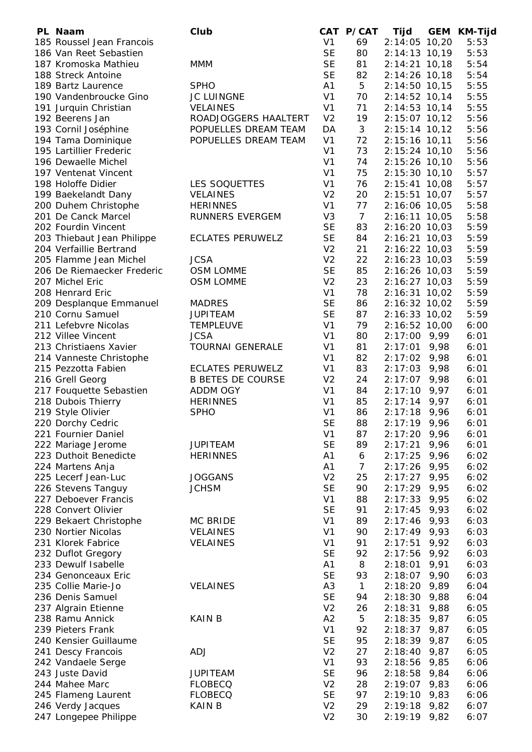| PL | Naam | Club | CAT | P/CAT | Tijd | GEM | KM-Tijd |
|---|---|---|---|---|---|---|---|
| 185 | Roussel Jean Francois | | V1 | 69 | 2:14:05 | 10,20 | 5:53 |
| 186 | Van Reet Sebastien | | SE | 80 | 2:14:13 | 10,19 | 5:53 |
| 187 | Kromoska Mathieu | MMM | SE | 81 | 2:14:21 | 10,18 | 5:54 |
| 188 | Streck Antoine | | SE | 82 | 2:14:26 | 10,18 | 5:54 |
| 189 | Bartz Laurence | SPHO | A1 | 5 | 2:14:50 | 10,15 | 5:55 |
| 190 | Vandenbroucke Gino | JC LUINGNE | V1 | 70 | 2:14:52 | 10,14 | 5:55 |
| 191 | Jurquin Christian | VELAINES | V1 | 71 | 2:14:53 | 10,14 | 5:55 |
| 192 | Beerens Jan | ROADJOGGERS HAALTERT | V2 | 19 | 2:15:07 | 10,12 | 5:56 |
| 193 | Cornil Joséphine | POPUELLES DREAM TEAM | DA | 3 | 2:15:14 | 10,12 | 5:56 |
| 194 | Tama Dominique | POPUELLES DREAM TEAM | V1 | 72 | 2:15:16 | 10,11 | 5:56 |
| 195 | Lartillier Frederic | | V1 | 73 | 2:15:24 | 10,10 | 5:56 |
| 196 | Dewaelle Michel | | V1 | 74 | 2:15:26 | 10,10 | 5:56 |
| 197 | Ventenat Vincent | | V1 | 75 | 2:15:30 | 10,10 | 5:57 |
| 198 | Holoffe Didier | LES SOQUETTES | V1 | 76 | 2:15:41 | 10,08 | 5:57 |
| 199 | Baekelandt Dany | VELAINES | V2 | 20 | 2:15:51 | 10,07 | 5:57 |
| 200 | Duhem Christophe | HERINNES | V1 | 77 | 2:16:06 | 10,05 | 5:58 |
| 201 | De Canck Marcel | RUNNERS EVERGEM | V3 | 7 | 2:16:11 | 10,05 | 5:58 |
| 202 | Fourdin Vincent | | SE | 83 | 2:16:20 | 10,03 | 5:59 |
| 203 | Thiebaut Jean Philippe | ECLATES PERUWELZ | SE | 84 | 2:16:21 | 10,03 | 5:59 |
| 204 | Verfaillie Bertrand | | V2 | 21 | 2:16:22 | 10,03 | 5:59 |
| 205 | Flamme Jean Michel | JCSA | V2 | 22 | 2:16:23 | 10,03 | 5:59 |
| 206 | De Riemaecker Frederic | OSM LOMME | SE | 85 | 2:16:26 | 10,03 | 5:59 |
| 207 | Michel Eric | OSM LOMME | V2 | 23 | 2:16:27 | 10,03 | 5:59 |
| 208 | Henrard Eric | | V1 | 78 | 2:16:31 | 10,02 | 5:59 |
| 209 | Desplanque Emmanuel | MADRES | SE | 86 | 2:16:32 | 10,02 | 5:59 |
| 210 | Cornu Samuel | JUPITEAM | SE | 87 | 2:16:33 | 10,02 | 5:59 |
| 211 | Lefebvre Nicolas | TEMPLEUVE | V1 | 79 | 2:16:52 | 10,00 | 6:00 |
| 212 | Villee Vincent | JCSA | V1 | 80 | 2:17:00 | 9,99 | 6:01 |
| 213 | Christiaens Xavier | TOURNAI GENERALE | V1 | 81 | 2:17:01 | 9,98 | 6:01 |
| 214 | Vanneste Christophe | | V1 | 82 | 2:17:02 | 9,98 | 6:01 |
| 215 | Pezzotta Fabien | ECLATES PERUWELZ | V1 | 83 | 2:17:03 | 9,98 | 6:01 |
| 216 | Grell Georg | B BETES DE COURSE | V2 | 24 | 2:17:07 | 9,98 | 6:01 |
| 217 | Fouquette Sebastien | ADDM OGY | V1 | 84 | 2:17:10 | 9,97 | 6:01 |
| 218 | Dubois Thierry | HERINNES | V1 | 85 | 2:17:14 | 9,97 | 6:01 |
| 219 | Style Olivier | SPHO | V1 | 86 | 2:17:18 | 9,96 | 6:01 |
| 220 | Dorchy Cedric | | SE | 88 | 2:17:19 | 9,96 | 6:01 |
| 221 | Fournier Daniel | | V1 | 87 | 2:17:20 | 9,96 | 6:01 |
| 222 | Mariage Jerome | JUPITEAM | SE | 89 | 2:17:21 | 9,96 | 6:01 |
| 223 | Duthoit Benedicte | HERINNES | A1 | 6 | 2:17:25 | 9,96 | 6:02 |
| 224 | Martens Anja | | A1 | 7 | 2:17:26 | 9,95 | 6:02 |
| 225 | Lecerf Jean-Luc | JOGGANS | V2 | 25 | 2:17:27 | 9,95 | 6:02 |
| 226 | Stevens Tanguy | JCHSM | SE | 90 | 2:17:29 | 9,95 | 6:02 |
| 227 | Deboever Francis | | V1 | 88 | 2:17:33 | 9,95 | 6:02 |
| 228 | Convert Olivier | | SE | 91 | 2:17:45 | 9,93 | 6:02 |
| 229 | Bekaert Christophe | MC BRIDE | V1 | 89 | 2:17:46 | 9,93 | 6:03 |
| 230 | Nortier Nicolas | VELAINES | V1 | 90 | 2:17:49 | 9,93 | 6:03 |
| 231 | Klorek Fabrice | VELAINES | V1 | 91 | 2:17:51 | 9,92 | 6:03 |
| 232 | Duflot Gregory | | SE | 92 | 2:17:56 | 9,92 | 6:03 |
| 233 | Dewulf Isabelle | | A1 | 8 | 2:18:01 | 9,91 | 6:03 |
| 234 | Genonceaux Eric | | SE | 93 | 2:18:07 | 9,90 | 6:03 |
| 235 | Collie Marie-Jo | VELAINES | A3 | 1 | 2:18:20 | 9,89 | 6:04 |
| 236 | Denis Samuel | | SE | 94 | 2:18:30 | 9,88 | 6:04 |
| 237 | Algrain Etienne | | V2 | 26 | 2:18:31 | 9,88 | 6:05 |
| 238 | Ramu Annick | KAIN B | A2 | 5 | 2:18:35 | 9,87 | 6:05 |
| 239 | Pieters Frank | | V1 | 92 | 2:18:37 | 9,87 | 6:05 |
| 240 | Kensier Guillaume | | SE | 95 | 2:18:39 | 9,87 | 6:05 |
| 241 | Descy Francois | ADJ | V2 | 27 | 2:18:40 | 9,87 | 6:05 |
| 242 | Vandaele Serge | | V1 | 93 | 2:18:56 | 9,85 | 6:06 |
| 243 | Juste David | JUPITEAM | SE | 96 | 2:18:58 | 9,84 | 6:06 |
| 244 | Mahee Marc | FLOBECQ | V2 | 28 | 2:19:07 | 9,83 | 6:06 |
| 245 | Flameng Laurent | FLOBECQ | SE | 97 | 2:19:10 | 9,83 | 6:06 |
| 246 | Verdy Jacques | KAIN B | V2 | 29 | 2:19:18 | 9,82 | 6:07 |
| 247 | Longepee Philippe | | V2 | 30 | 2:19:19 | 9,82 | 6:07 |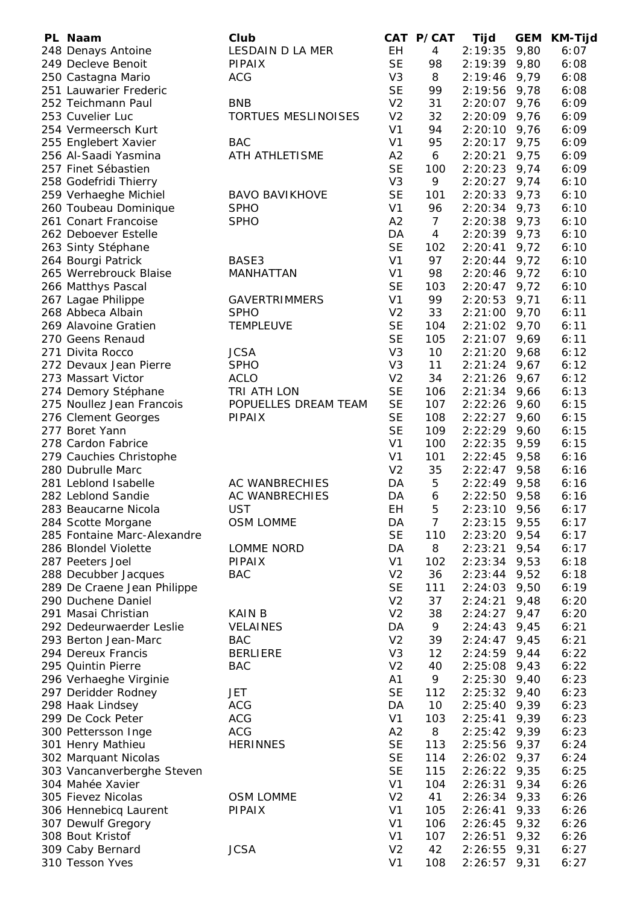| PL | Naam | Club | CAT | P/CAT | Tijd | GEM | KM-Tijd |
|---|---|---|---|---|---|---|---|
| 248 | Denays Antoine | LESDAIN D LA MER | EH | 4 | 2:19:35 | 9,80 | 6:07 |
| 249 | Decleve Benoit | PIPAIX | SE | 98 | 2:19:39 | 9,80 | 6:08 |
| 250 | Castagna Mario | ACG | V3 | 8 | 2:19:46 | 9,79 | 6:08 |
| 251 | Lauwarier Frederic | | SE | 99 | 2:19:56 | 9,78 | 6:08 |
| 252 | Teichmann Paul | BNB | V2 | 31 | 2:20:07 | 9,76 | 6:09 |
| 253 | Cuvelier Luc | TORTUES MESLINOISES | V2 | 32 | 2:20:09 | 9,76 | 6:09 |
| 254 | Vermeersch Kurt | | V1 | 94 | 2:20:10 | 9,76 | 6:09 |
| 255 | Englebert Xavier | BAC | V1 | 95 | 2:20:17 | 9,75 | 6:09 |
| 256 | Al-Saadi Yasmina | ATH ATHLETISME | A2 | 6 | 2:20:21 | 9,75 | 6:09 |
| 257 | Finet Sébastien | | SE | 100 | 2:20:23 | 9,74 | 6:09 |
| 258 | Godefridi Thierry | | V3 | 9 | 2:20:27 | 9,74 | 6:10 |
| 259 | Verhaeghe Michiel | BAVO BAVIKHOVE | SE | 101 | 2:20:33 | 9,73 | 6:10 |
| 260 | Toubeau Dominique | SPHO | V1 | 96 | 2:20:34 | 9,73 | 6:10 |
| 261 | Conart Francoise | SPHO | A2 | 7 | 2:20:38 | 9,73 | 6:10 |
| 262 | Deboever Estelle | | DA | 4 | 2:20:39 | 9,73 | 6:10 |
| 263 | Sinty Stéphane | | SE | 102 | 2:20:41 | 9,72 | 6:10 |
| 264 | Bourgi Patrick | BASE3 | V1 | 97 | 2:20:44 | 9,72 | 6:10 |
| 265 | Werrebrouck Blaise | MANHATTAN | V1 | 98 | 2:20:46 | 9,72 | 6:10 |
| 266 | Matthys Pascal | | SE | 103 | 2:20:47 | 9,72 | 6:10 |
| 267 | Lagae Philippe | GAVERTRIMMERS | V1 | 99 | 2:20:53 | 9,71 | 6:11 |
| 268 | Abbeca Albain | SPHO | V2 | 33 | 2:21:00 | 9,70 | 6:11 |
| 269 | Alavoine Gratien | TEMPLEUVE | SE | 104 | 2:21:02 | 9,70 | 6:11 |
| 270 | Geens Renaud | | SE | 105 | 2:21:07 | 9,69 | 6:11 |
| 271 | Divita Rocco | JCSA | V3 | 10 | 2:21:20 | 9,68 | 6:12 |
| 272 | Devaux Jean Pierre | SPHO | V3 | 11 | 2:21:24 | 9,67 | 6:12 |
| 273 | Massart Victor | ACLO | V2 | 34 | 2:21:26 | 9,67 | 6:12 |
| 274 | Demory Stéphane | TRI ATH LON | SE | 106 | 2:21:34 | 9,66 | 6:13 |
| 275 | Noullez Jean Francois | POPUELLES DREAM TEAM | SE | 107 | 2:22:26 | 9,60 | 6:15 |
| 276 | Clement Georges | PIPAIX | SE | 108 | 2:22:27 | 9,60 | 6:15 |
| 277 | Boret Yann | | SE | 109 | 2:22:29 | 9,60 | 6:15 |
| 278 | Cardon Fabrice | | V1 | 100 | 2:22:35 | 9,59 | 6:15 |
| 279 | Cauchies Christophe | | V1 | 101 | 2:22:45 | 9,58 | 6:16 |
| 280 | Dubrulle Marc | | V2 | 35 | 2:22:47 | 9,58 | 6:16 |
| 281 | Leblond Isabelle | AC WANBRECHIES | DA | 5 | 2:22:49 | 9,58 | 6:16 |
| 282 | Leblond Sandie | AC WANBRECHIES | DA | 6 | 2:22:50 | 9,58 | 6:16 |
| 283 | Beaucarne Nicola | UST | EH | 5 | 2:23:10 | 9,56 | 6:17 |
| 284 | Scotte Morgane | OSM LOMME | DA | 7 | 2:23:15 | 9,55 | 6:17 |
| 285 | Fontaine Marc-Alexandre | | SE | 110 | 2:23:20 | 9,54 | 6:17 |
| 286 | Blondel Violette | LOMME NORD | DA | 8 | 2:23:21 | 9,54 | 6:17 |
| 287 | Peeters Joel | PIPAIX | V1 | 102 | 2:23:34 | 9,53 | 6:18 |
| 288 | Decubber Jacques | BAC | V2 | 36 | 2:23:44 | 9,52 | 6:18 |
| 289 | De Craene Jean Philippe | | SE | 111 | 2:24:03 | 9,50 | 6:19 |
| 290 | Duchene Daniel | | V2 | 37 | 2:24:21 | 9,48 | 6:20 |
| 291 | Masai Christian | KAIN B | V2 | 38 | 2:24:27 | 9,47 | 6:20 |
| 292 | Dedeurwaerder Leslie | VELAINES | DA | 9 | 2:24:43 | 9,45 | 6:21 |
| 293 | Berton Jean-Marc | BAC | V2 | 39 | 2:24:47 | 9,45 | 6:21 |
| 294 | Dereux Francis | BERLIERE | V3 | 12 | 2:24:59 | 9,44 | 6:22 |
| 295 | Quintin Pierre | BAC | V2 | 40 | 2:25:08 | 9,43 | 6:22 |
| 296 | Verhaeghe Virginie | | A1 | 9 | 2:25:30 | 9,40 | 6:23 |
| 297 | Deridder Rodney | JET | SE | 112 | 2:25:32 | 9,40 | 6:23 |
| 298 | Haak Lindsey | ACG | DA | 10 | 2:25:40 | 9,39 | 6:23 |
| 299 | De Cock Peter | ACG | V1 | 103 | 2:25:41 | 9,39 | 6:23 |
| 300 | Pettersson Inge | ACG | A2 | 8 | 2:25:42 | 9,39 | 6:23 |
| 301 | Henry Mathieu | HERINNES | SE | 113 | 2:25:56 | 9,37 | 6:24 |
| 302 | Marquant Nicolas | | SE | 114 | 2:26:02 | 9,37 | 6:24 |
| 303 | Vancanverberghe Steven | | SE | 115 | 2:26:22 | 9,35 | 6:25 |
| 304 | Mahée Xavier | | V1 | 104 | 2:26:31 | 9,34 | 6:26 |
| 305 | Fievez Nicolas | OSM LOMME | V2 | 41 | 2:26:34 | 9,33 | 6:26 |
| 306 | Hennebicq Laurent | PIPAIX | V1 | 105 | 2:26:41 | 9,33 | 6:26 |
| 307 | Dewulf Gregory | | V1 | 106 | 2:26:45 | 9,32 | 6:26 |
| 308 | Bout Kristof | | V1 | 107 | 2:26:51 | 9,32 | 6:26 |
| 309 | Caby Bernard | JCSA | V2 | 42 | 2:26:55 | 9,31 | 6:27 |
| 310 | Tesson Yves | | V1 | 108 | 2:26:57 | 9,31 | 6:27 |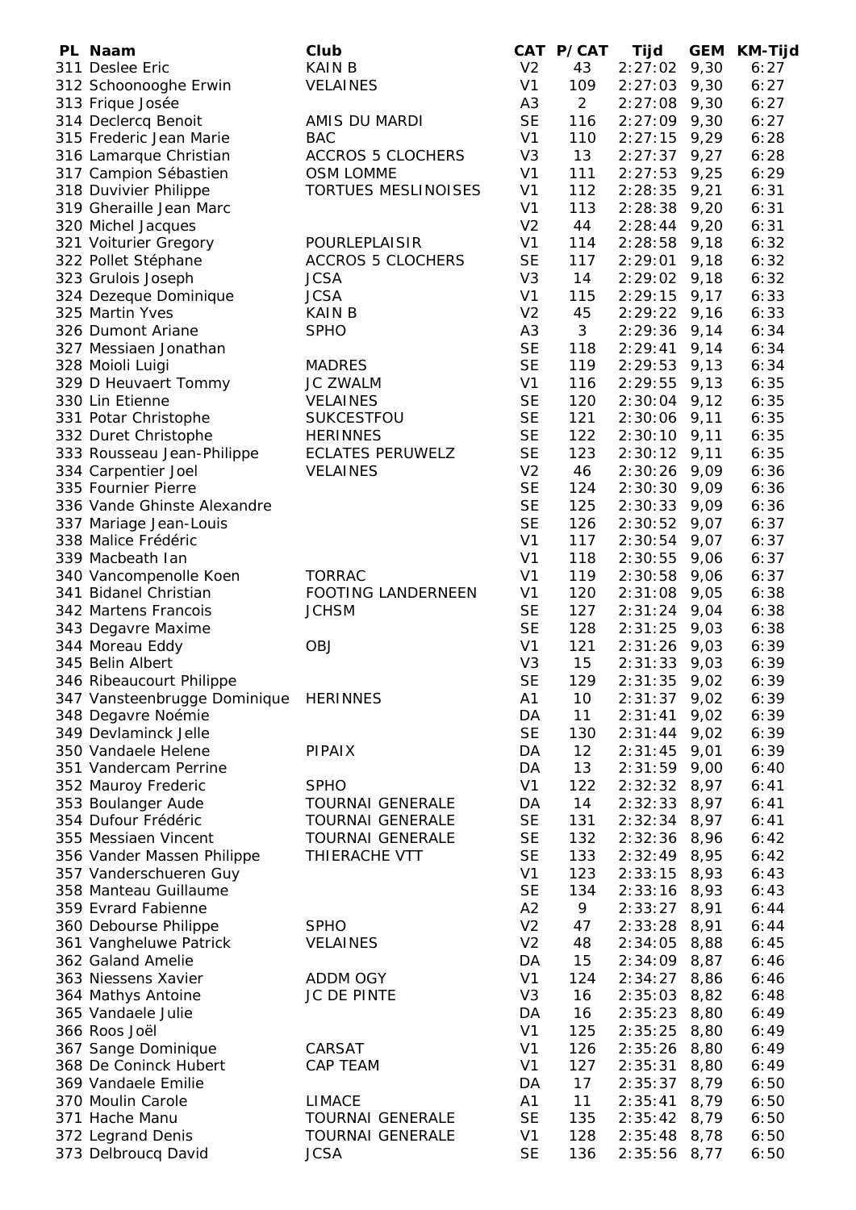| PL | Naam | Club | CAT | P/CAT | Tijd | GEM | KM-Tijd |
|---|---|---|---|---|---|---|---|
| 311 | Deslee Eric | KAIN B | V2 | 43 | 2:27:02 | 9,30 | 6:27 |
| 312 | Schoonooghe Erwin | VELAINES | V1 | 109 | 2:27:03 | 9,30 | 6:27 |
| 313 | Frique Josée | | A3 | 2 | 2:27:08 | 9,30 | 6:27 |
| 314 | Declercq Benoit | AMIS DU MARDI | SE | 116 | 2:27:09 | 9,30 | 6:27 |
| 315 | Frederic Jean Marie | BAC | V1 | 110 | 2:27:15 | 9,29 | 6:28 |
| 316 | Lamarque Christian | ACCROS 5 CLOCHERS | V3 | 13 | 2:27:37 | 9,27 | 6:28 |
| 317 | Campion Sébastien | OSM LOMME | V1 | 111 | 2:27:53 | 9,25 | 6:29 |
| 318 | Duvivier Philippe | TORTUES MESLINOISES | V1 | 112 | 2:28:35 | 9,21 | 6:31 |
| 319 | Gheraille Jean Marc | | V1 | 113 | 2:28:38 | 9,20 | 6:31 |
| 320 | Michel Jacques | | V2 | 44 | 2:28:44 | 9,20 | 6:31 |
| 321 | Voiturier Gregory | POURLEPLAISIR | V1 | 114 | 2:28:58 | 9,18 | 6:32 |
| 322 | Pollet Stéphane | ACCROS 5 CLOCHERS | SE | 117 | 2:29:01 | 9,18 | 6:32 |
| 323 | Grulois Joseph | JCSA | V3 | 14 | 2:29:02 | 9,18 | 6:32 |
| 324 | Dezeque Dominique | JCSA | V1 | 115 | 2:29:15 | 9,17 | 6:33 |
| 325 | Martin Yves | KAIN B | V2 | 45 | 2:29:22 | 9,16 | 6:33 |
| 326 | Dumont Ariane | SPHO | A3 | 3 | 2:29:36 | 9,14 | 6:34 |
| 327 | Messiaen Jonathan | | SE | 118 | 2:29:41 | 9,14 | 6:34 |
| 328 | Moioli Luigi | MADRES | SE | 119 | 2:29:53 | 9,13 | 6:34 |
| 329 | D Heuvaert Tommy | JC ZWALM | V1 | 116 | 2:29:55 | 9,13 | 6:35 |
| 330 | Lin Etienne | VELAINES | SE | 120 | 2:30:04 | 9,12 | 6:35 |
| 331 | Potar Christophe | SUKCESTFOU | SE | 121 | 2:30:06 | 9,11 | 6:35 |
| 332 | Duret Christophe | HERINNES | SE | 122 | 2:30:10 | 9,11 | 6:35 |
| 333 | Rousseau Jean-Philippe | ECLATES PERUWELZ | SE | 123 | 2:30:12 | 9,11 | 6:35 |
| 334 | Carpentier Joel | VELAINES | V2 | 46 | 2:30:26 | 9,09 | 6:36 |
| 335 | Fournier Pierre | | SE | 124 | 2:30:30 | 9,09 | 6:36 |
| 336 | Vande Ghinste Alexandre | | SE | 125 | 2:30:33 | 9,09 | 6:36 |
| 337 | Mariage Jean-Louis | | SE | 126 | 2:30:52 | 9,07 | 6:37 |
| 338 | Malice Frédéric | | V1 | 117 | 2:30:54 | 9,07 | 6:37 |
| 339 | Macbeath Ian | | V1 | 118 | 2:30:55 | 9,06 | 6:37 |
| 340 | Vancompenolle Koen | TORRAC | V1 | 119 | 2:30:58 | 9,06 | 6:37 |
| 341 | Bidanel Christian | FOOTING LANDERNEEN | V1 | 120 | 2:31:08 | 9,05 | 6:38 |
| 342 | Martens Francois | JCHSM | SE | 127 | 2:31:24 | 9,04 | 6:38 |
| 343 | Degavre Maxime | | SE | 128 | 2:31:25 | 9,03 | 6:38 |
| 344 | Moreau Eddy | OBJ | V1 | 121 | 2:31:26 | 9,03 | 6:39 |
| 345 | Belin Albert | | V3 | 15 | 2:31:33 | 9,03 | 6:39 |
| 346 | Ribeaucourt Philippe | | SE | 129 | 2:31:35 | 9,02 | 6:39 |
| 347 | Vansteenbrugge Dominique | HERINNES | A1 | 10 | 2:31:37 | 9,02 | 6:39 |
| 348 | Degavre Noémie | | DA | 11 | 2:31:41 | 9,02 | 6:39 |
| 349 | Devlaminck Jelle | | SE | 130 | 2:31:44 | 9,02 | 6:39 |
| 350 | Vandaele Helene | PIPAIX | DA | 12 | 2:31:45 | 9,01 | 6:39 |
| 351 | Vandercam Perrine | | DA | 13 | 2:31:59 | 9,00 | 6:40 |
| 352 | Mauroy Frederic | SPHO | V1 | 122 | 2:32:32 | 8,97 | 6:41 |
| 353 | Boulanger Aude | TOURNAI GENERALE | DA | 14 | 2:32:33 | 8,97 | 6:41 |
| 354 | Dufour Frédéric | TOURNAI GENERALE | SE | 131 | 2:32:34 | 8,97 | 6:41 |
| 355 | Messiaen Vincent | TOURNAI GENERALE | SE | 132 | 2:32:36 | 8,96 | 6:42 |
| 356 | Vander Massen Philippe | THIERACHE VTT | SE | 133 | 2:32:49 | 8,95 | 6:42 |
| 357 | Vanderschueren Guy | | V1 | 123 | 2:33:15 | 8,93 | 6:43 |
| 358 | Manteau Guillaume | | SE | 134 | 2:33:16 | 8,93 | 6:43 |
| 359 | Evrard Fabienne | | A2 | 9 | 2:33:27 | 8,91 | 6:44 |
| 360 | Debourse Philippe | SPHO | V2 | 47 | 2:33:28 | 8,91 | 6:44 |
| 361 | Vangheluwe Patrick | VELAINES | V2 | 48 | 2:34:05 | 8,88 | 6:45 |
| 362 | Galand Amelie | | DA | 15 | 2:34:09 | 8,87 | 6:46 |
| 363 | Niessens Xavier | ADDM OGY | V1 | 124 | 2:34:27 | 8,86 | 6:46 |
| 364 | Mathys Antoine | JC DE PINTE | V3 | 16 | 2:35:03 | 8,82 | 6:48 |
| 365 | Vandaele Julie | | DA | 16 | 2:35:23 | 8,80 | 6:49 |
| 366 | Roos Joël | | V1 | 125 | 2:35:25 | 8,80 | 6:49 |
| 367 | Sange Dominique | CARSAT | V1 | 126 | 2:35:26 | 8,80 | 6:49 |
| 368 | De Coninck Hubert | CAP TEAM | V1 | 127 | 2:35:31 | 8,80 | 6:49 |
| 369 | Vandaele Emilie | | DA | 17 | 2:35:37 | 8,79 | 6:50 |
| 370 | Moulin Carole | LIMACE | A1 | 11 | 2:35:41 | 8,79 | 6:50 |
| 371 | Hache Manu | TOURNAI GENERALE | SE | 135 | 2:35:42 | 8,79 | 6:50 |
| 372 | Legrand Denis | TOURNAI GENERALE | V1 | 128 | 2:35:48 | 8,78 | 6:50 |
| 373 | Delbroucq David | JCSA | SE | 136 | 2:35:56 | 8,77 | 6:50 |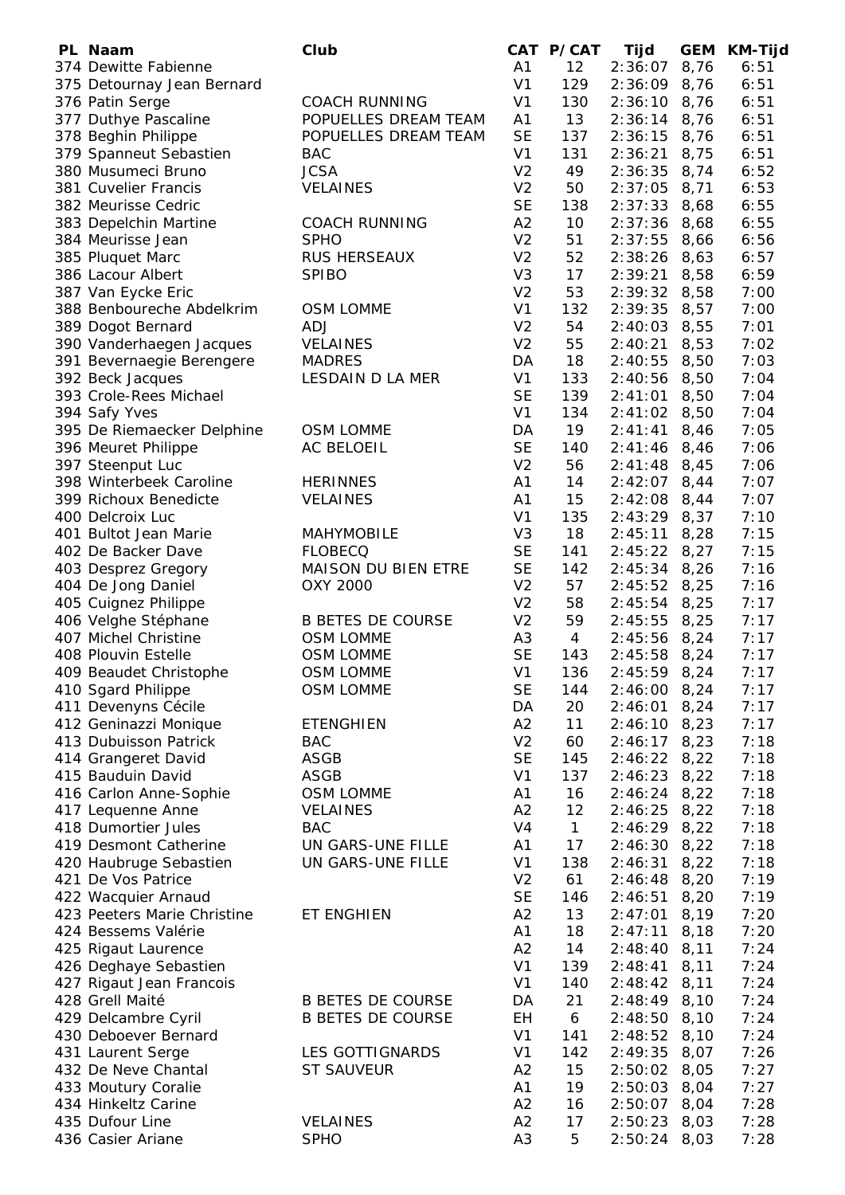| PL | Naam | Club | CAT | P/CAT | Tijd | GEM | KM-Tijd |
|---|---|---|---|---|---|---|---|
| 374 | Dewitte Fabienne | | A1 | 12 | 2:36:07 | 8,76 | 6:51 |
| 375 | Detournay Jean Bernard | | V1 | 129 | 2:36:09 | 8,76 | 6:51 |
| 376 | Patin Serge | COACH RUNNING | V1 | 130 | 2:36:10 | 8,76 | 6:51 |
| 377 | Duthye Pascaline | POPUELLES DREAM TEAM | A1 | 13 | 2:36:14 | 8,76 | 6:51 |
| 378 | Beghin Philippe | POPUELLES DREAM TEAM | SE | 137 | 2:36:15 | 8,76 | 6:51 |
| 379 | Spanneut Sebastien | BAC | V1 | 131 | 2:36:21 | 8,75 | 6:51 |
| 380 | Musumeci Bruno | JCSA | V2 | 49 | 2:36:35 | 8,74 | 6:52 |
| 381 | Cuvelier Francis | VELAINES | V2 | 50 | 2:37:05 | 8,71 | 6:53 |
| 382 | Meurisse Cedric | | SE | 138 | 2:37:33 | 8,68 | 6:55 |
| 383 | Depelchin Martine | COACH RUNNING | A2 | 10 | 2:37:36 | 8,68 | 6:55 |
| 384 | Meurisse Jean | SPHO | V2 | 51 | 2:37:55 | 8,66 | 6:56 |
| 385 | Pluquet Marc | RUS HERSEAUX | V2 | 52 | 2:38:26 | 8,63 | 6:57 |
| 386 | Lacour Albert | SPIBO | V3 | 17 | 2:39:21 | 8,58 | 6:59 |
| 387 | Van Eycke Eric | | V2 | 53 | 2:39:32 | 8,58 | 7:00 |
| 388 | Benboureche Abdelkrim | OSM LOMME | V1 | 132 | 2:39:35 | 8,57 | 7:00 |
| 389 | Dogot Bernard | ADJ | V2 | 54 | 2:40:03 | 8,55 | 7:01 |
| 390 | Vanderhaegen Jacques | VELAINES | V2 | 55 | 2:40:21 | 8,53 | 7:02 |
| 391 | Bevernaegie Berengere | MADRES | DA | 18 | 2:40:55 | 8,50 | 7:03 |
| 392 | Beck Jacques | LESDAIN D LA MER | V1 | 133 | 2:40:56 | 8,50 | 7:04 |
| 393 | Crole-Rees Michael | | SE | 139 | 2:41:01 | 8,50 | 7:04 |
| 394 | Safy Yves | | V1 | 134 | 2:41:02 | 8,50 | 7:04 |
| 395 | De Riemaecker Delphine | OSM LOMME | DA | 19 | 2:41:41 | 8,46 | 7:05 |
| 396 | Meuret Philippe | AC BELOEIL | SE | 140 | 2:41:46 | 8,46 | 7:06 |
| 397 | Steenput Luc | | V2 | 56 | 2:41:48 | 8,45 | 7:06 |
| 398 | Winterbeek Caroline | HERINNES | A1 | 14 | 2:42:07 | 8,44 | 7:07 |
| 399 | Richoux Benedicte | VELAINES | A1 | 15 | 2:42:08 | 8,44 | 7:07 |
| 400 | Delcroix Luc | | V1 | 135 | 2:43:29 | 8,37 | 7:10 |
| 401 | Bultot Jean Marie | MAHYMOBILE | V3 | 18 | 2:45:11 | 8,28 | 7:15 |
| 402 | De Backer Dave | FLOBECQ | SE | 141 | 2:45:22 | 8,27 | 7:15 |
| 403 | Desprez Gregory | MAISON DU BIEN ETRE | SE | 142 | 2:45:34 | 8,26 | 7:16 |
| 404 | De Jong Daniel | OXY 2000 | V2 | 57 | 2:45:52 | 8,25 | 7:16 |
| 405 | Cuignez Philippe | | V2 | 58 | 2:45:54 | 8,25 | 7:17 |
| 406 | Velghe Stéphane | B BETES DE COURSE | V2 | 59 | 2:45:55 | 8,25 | 7:17 |
| 407 | Michel Christine | OSM LOMME | A3 | 4 | 2:45:56 | 8,24 | 7:17 |
| 408 | Plouvin Estelle | OSM LOMME | SE | 143 | 2:45:58 | 8,24 | 7:17 |
| 409 | Beaudet Christophe | OSM LOMME | V1 | 136 | 2:45:59 | 8,24 | 7:17 |
| 410 | Sgard Philippe | OSM LOMME | SE | 144 | 2:46:00 | 8,24 | 7:17 |
| 411 | Devenyns Cécile | | DA | 20 | 2:46:01 | 8,24 | 7:17 |
| 412 | Geninazzi Monique | ETENGHIEN | A2 | 11 | 2:46:10 | 8,23 | 7:17 |
| 413 | Dubuisson Patrick | BAC | V2 | 60 | 2:46:17 | 8,23 | 7:18 |
| 414 | Grangeret David | ASGB | SE | 145 | 2:46:22 | 8,22 | 7:18 |
| 415 | Bauduin David | ASGB | V1 | 137 | 2:46:23 | 8,22 | 7:18 |
| 416 | Carlon Anne-Sophie | OSM LOMME | A1 | 16 | 2:46:24 | 8,22 | 7:18 |
| 417 | Lequenne Anne | VELAINES | A2 | 12 | 2:46:25 | 8,22 | 7:18 |
| 418 | Dumortier Jules | BAC | V4 | 1 | 2:46:29 | 8,22 | 7:18 |
| 419 | Desmont Catherine | UN GARS-UNE FILLE | A1 | 17 | 2:46:30 | 8,22 | 7:18 |
| 420 | Haubruge Sebastien | UN GARS-UNE FILLE | V1 | 138 | 2:46:31 | 8,22 | 7:18 |
| 421 | De Vos Patrice | | V2 | 61 | 2:46:48 | 8,20 | 7:19 |
| 422 | Wacquier Arnaud | | SE | 146 | 2:46:51 | 8,20 | 7:19 |
| 423 | Peeters Marie Christine | ET ENGHIEN | A2 | 13 | 2:47:01 | 8,19 | 7:20 |
| 424 | Bessems Valérie | | A1 | 18 | 2:47:11 | 8,18 | 7:20 |
| 425 | Rigaut Laurence | | A2 | 14 | 2:48:40 | 8,11 | 7:24 |
| 426 | Deghaye Sebastien | | V1 | 139 | 2:48:41 | 8,11 | 7:24 |
| 427 | Rigaut Jean Francois | | V1 | 140 | 2:48:42 | 8,11 | 7:24 |
| 428 | Grell Maité | B BETES DE COURSE | DA | 21 | 2:48:49 | 8,10 | 7:24 |
| 429 | Delcambre Cyril | B BETES DE COURSE | EH | 6 | 2:48:50 | 8,10 | 7:24 |
| 430 | Deboever Bernard | | V1 | 141 | 2:48:52 | 8,10 | 7:24 |
| 431 | Laurent Serge | LES GOTTIGNARDS | V1 | 142 | 2:49:35 | 8,07 | 7:26 |
| 432 | De Neve Chantal | ST SAUVEUR | A2 | 15 | 2:50:02 | 8,05 | 7:27 |
| 433 | Moutury Coralie | | A1 | 19 | 2:50:03 | 8,04 | 7:27 |
| 434 | Hinkeltz Carine | | A2 | 16 | 2:50:07 | 8,04 | 7:28 |
| 435 | Dufour Line | VELAINES | A2 | 17 | 2:50:23 | 8,03 | 7:28 |
| 436 | Casier Ariane | SPHO | A3 | 5 | 2:50:24 | 8,03 | 7:28 |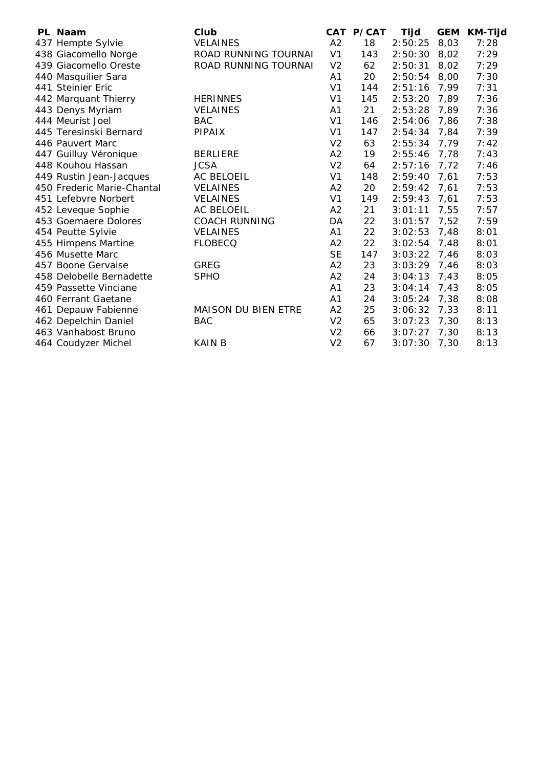| PL | Naam | Club | CAT | P/CAT | Tijd | GEM | KM-Tijd |
|---|---|---|---|---|---|---|---|
| 437 | Hempte Sylvie | VELAINES | A2 | 18 | 2:50:25 | 8,03 | 7:28 |
| 438 | Giacomello Norge | ROAD RUNNING TOURNAI | V1 | 143 | 2:50:30 | 8,02 | 7:29 |
| 439 | Giacomello Oreste | ROAD RUNNING TOURNAI | V2 | 62 | 2:50:31 | 8,02 | 7:29 |
| 440 | Masquilier Sara | | A1 | 20 | 2:50:54 | 8,00 | 7:30 |
| 441 | Steinier Eric | | V1 | 144 | 2:51:16 | 7,99 | 7:31 |
| 442 | Marquant Thierry | HERINNES | V1 | 145 | 2:53:20 | 7,89 | 7:36 |
| 443 | Denys Myriam | VELAINES | A1 | 21 | 2:53:28 | 7,89 | 7:36 |
| 444 | Meurist Joel | BAC | V1 | 146 | 2:54:06 | 7,86 | 7:38 |
| 445 | Teresinski Bernard | PIPAIX | V1 | 147 | 2:54:34 | 7,84 | 7:39 |
| 446 | Pauvert Marc | | V2 | 63 | 2:55:34 | 7,79 | 7:42 |
| 447 | Guilluy Véronique | BERLIERE | A2 | 19 | 2:55:46 | 7,78 | 7:43 |
| 448 | Kouhou Hassan | JCSA | V2 | 64 | 2:57:16 | 7,72 | 7:46 |
| 449 | Rustin Jean-Jacques | AC BELOEIL | V1 | 148 | 2:59:40 | 7,61 | 7:53 |
| 450 | Frederic Marie-Chantal | VELAINES | A2 | 20 | 2:59:42 | 7,61 | 7:53 |
| 451 | Lefebvre Norbert | VELAINES | V1 | 149 | 2:59:43 | 7,61 | 7:53 |
| 452 | Leveque Sophie | AC BELOEIL | A2 | 21 | 3:01:11 | 7,55 | 7:57 |
| 453 | Goemaere Dolores | COACH RUNNING | DA | 22 | 3:01:57 | 7,52 | 7:59 |
| 454 | Peutte Sylvie | VELAINES | A1 | 22 | 3:02:53 | 7,48 | 8:01 |
| 455 | Himpens Martine | FLOBECQ | A2 | 22 | 3:02:54 | 7,48 | 8:01 |
| 456 | Musette Marc | | SE | 147 | 3:03:22 | 7,46 | 8:03 |
| 457 | Boone Gervaise | GREG | A2 | 23 | 3:03:29 | 7,46 | 8:03 |
| 458 | Delobelle Bernadette | SPHO | A2 | 24 | 3:04:13 | 7,43 | 8:05 |
| 459 | Passette Vinciane | | A1 | 23 | 3:04:14 | 7,43 | 8:05 |
| 460 | Ferrant Gaetane | | A1 | 24 | 3:05:24 | 7,38 | 8:08 |
| 461 | Depauw Fabienne | MAISON DU BIEN ETRE | A2 | 25 | 3:06:32 | 7,33 | 8:11 |
| 462 | Depelchin Daniel | BAC | V2 | 65 | 3:07:23 | 7,30 | 8:13 |
| 463 | Vanhabost Bruno | | V2 | 66 | 3:07:27 | 7,30 | 8:13 |
| 464 | Coudyzer Michel | KAIN B | V2 | 67 | 3:07:30 | 7,30 | 8:13 |